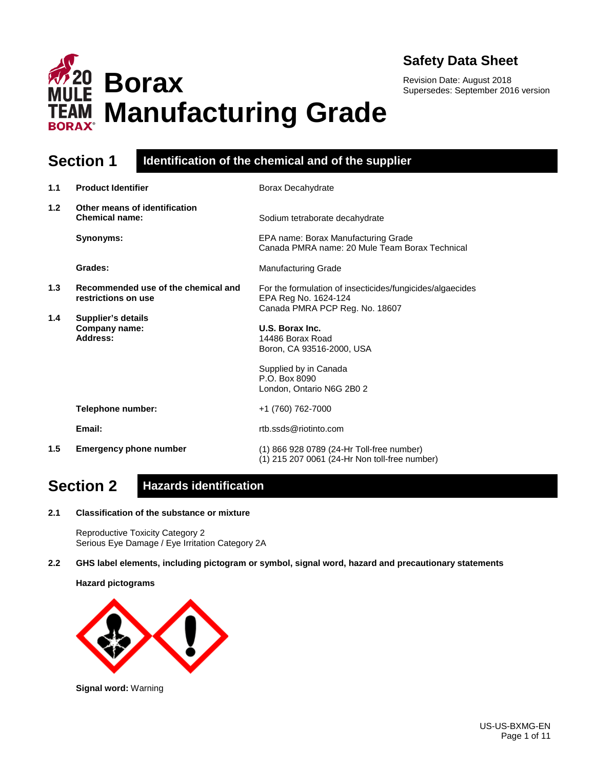# Borax Manufacturing Grade

**Safety Data Sheet**

Revision Date: August 2018
Supersedes: September 2016 version

## Section 1 Identification of the chemical and of the supplier

| | | |
|---|---|---|
| **1.1** | **Product Identifier** | Borax Decahydrate |
| **1.2** | **Other means of identification** | |
| | **Chemical name:** | Sodium tetraborate decahydrate |
| | **Synonyms:** | EPA name: Borax Manufacturing Grade<br>Canada PMRA name: 20 Mule Team Borax Technical |
| | **Grades:** | Manufacturing Grade |
| **1.3** | **Recommended use of the chemical and restrictions on use** | For the formulation of insecticides/fungicides/algaecides<br>EPA Reg No. 1624-124<br>Canada PMRA PCP Reg. No. 18607 |
| **1.4** | **Supplier's details** | |
| | **Company name:** | **U.S. Borax Inc.** |
| | **Address:** | 14486 Borax Road<br>Boron, CA 93516-2000, USA<br><br>Supplied by in Canada<br>P.O. Box 8090<br>London, Ontario N6G 2B0 2 |
| | **Telephone number:** | +1 (760) 762-7000 |
| | **Email:** | rtb.ssds@riotinto.com |
| **1.5** | **Emergency phone number** | (1) 866 928 0789 (24-Hr Toll-free number)<br>(1) 215 207 0061 (24-Hr Non toll-free number) |

## Section 2 Hazards identification

**2.1 Classification of the substance or mixture**

Reproductive Toxicity Category 2
Serious Eye Damage / Eye Irritation Category 2A

**2.2 GHS label elements, including pictogram or symbol, signal word, hazard and precautionary statements**

**Hazard pictograms**

**Signal word:** Warning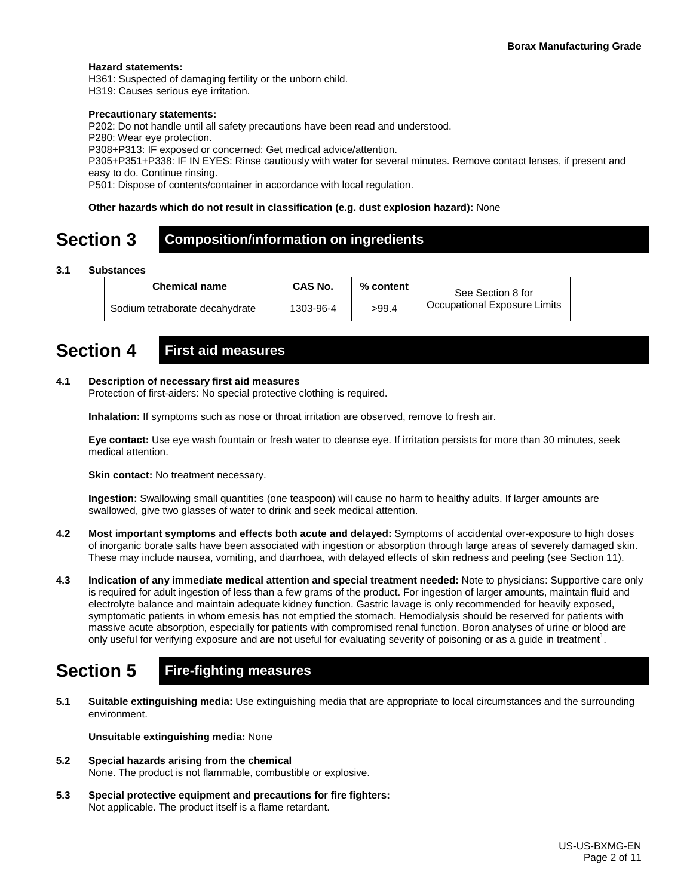**Hazard statements:**
H361: Suspected of damaging fertility or the unborn child.
H319: Causes serious eye irritation.

**Precautionary statements:**
P202: Do not handle until all safety precautions have been read and understood.
P280: Wear eye protection.
P308+P313: IF exposed or concerned: Get medical advice/attention.
P305+P351+P338: IF IN EYES: Rinse cautiously with water for several minutes. Remove contact lenses, if present and easy to do. Continue rinsing.
P501: Dispose of contents/container in accordance with local regulation.

**Other hazards which do not result in classification (e.g. dust explosion hazard):** None

# Section 3 Composition/information on ingredients

**3.1 Substances**

| Chemical name | CAS No. | % content | See Section 8 for Occupational Exposure Limits |
|---|---|---|---|
| Sodium tetraborate decahydrate | 1303-96-4 | >99.4 | |

# Section 4 First aid measures

**4.1 Description of necessary first aid measures**
Protection of first-aiders: No special protective clothing is required.

**Inhalation:** If symptoms such as nose or throat irritation are observed, remove to fresh air.

**Eye contact:** Use eye wash fountain or fresh water to cleanse eye. If irritation persists for more than 30 minutes, seek medical attention.

**Skin contact:** No treatment necessary.

**Ingestion:** Swallowing small quantities (one teaspoon) will cause no harm to healthy adults. If larger amounts are swallowed, give two glasses of water to drink and seek medical attention.

**4.2 Most important symptoms and effects both acute and delayed:** Symptoms of accidental over-exposure to high doses of inorganic borate salts have been associated with ingestion or absorption through large areas of severely damaged skin. These may include nausea, vomiting, and diarrhoea, with delayed effects of skin redness and peeling (see Section 11).

**4.3 Indication of any immediate medical attention and special treatment needed:** Note to physicians: Supportive care only is required for adult ingestion of less than a few grams of the product. For ingestion of larger amounts, maintain fluid and electrolyte balance and maintain adequate kidney function. Gastric lavage is only recommended for heavily exposed, symptomatic patients in whom emesis has not emptied the stomach. Hemodialysis should be reserved for patients with massive acute absorption, especially for patients with compromised renal function. Boron analyses of urine or blood are only useful for verifying exposure and are not useful for evaluating severity of poisoning or as a guide in treatment[1].

# Section 5 Fire-fighting measures

**5.1 Suitable extinguishing media:** Use extinguishing media that are appropriate to local circumstances and the surrounding environment.

**Unsuitable extinguishing media:** None

**5.2 Special hazards arising from the chemical**
None. The product is not flammable, combustible or explosive.

**5.3 Special protective equipment and precautions for fire fighters:**
Not applicable. The product itself is a flame retardant.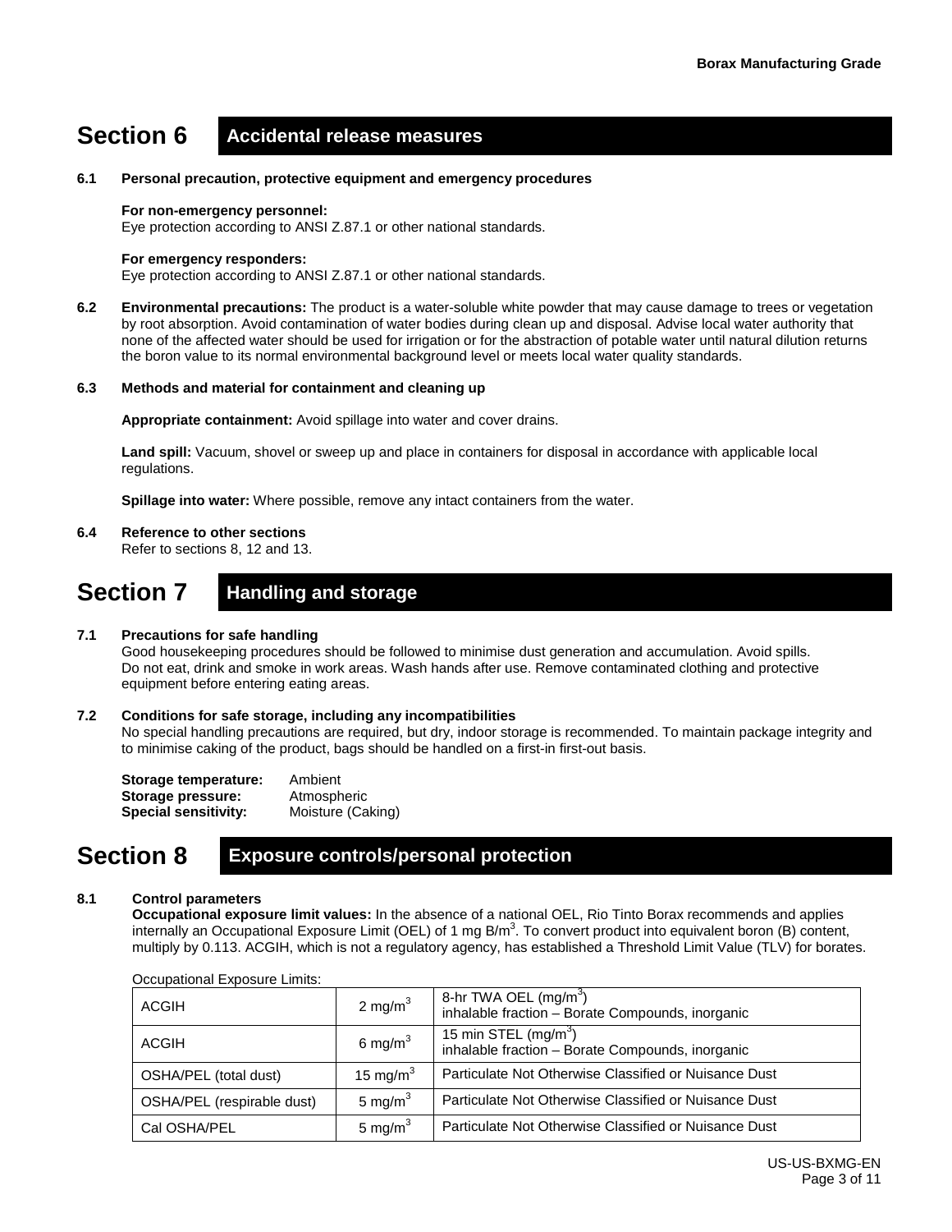## Section 6 Accidental release measures

**6.1 Personal precaution, protective equipment and emergency procedures**

**For non-emergency personnel:**
Eye protection according to ANSI Z.87.1 or other national standards.

**For emergency responders:**
Eye protection according to ANSI Z.87.1 or other national standards.

**6.2 Environmental precautions:** The product is a water-soluble white powder that may cause damage to trees or vegetation by root absorption. Avoid contamination of water bodies during clean up and disposal. Advise local water authority that none of the affected water should be used for irrigation or for the abstraction of potable water until natural dilution returns the boron value to its normal environmental background level or meets local water quality standards.

**6.3 Methods and material for containment and cleaning up**

**Appropriate containment:** Avoid spillage into water and cover drains.

**Land spill:** Vacuum, shovel or sweep up and place in containers for disposal in accordance with applicable local regulations.

**Spillage into water:** Where possible, remove any intact containers from the water.

**6.4 Reference to other sections**
Refer to sections 8, 12 and 13.

## Section 7 Handling and storage

**7.1 Precautions for safe handling**
Good housekeeping procedures should be followed to minimise dust generation and accumulation. Avoid spills. Do not eat, drink and smoke in work areas. Wash hands after use. Remove contaminated clothing and protective equipment before entering eating areas.

**7.2 Conditions for safe storage, including any incompatibilities**
No special handling precautions are required, but dry, indoor storage is recommended. To maintain package integrity and to minimise caking of the product, bags should be handled on a first-in first-out basis.

**Storage temperature:** Ambient
**Storage pressure:** Atmospheric
**Special sensitivity:** Moisture (Caking)

## Section 8 Exposure controls/personal protection

**8.1 Control parameters**
**Occupational exposure limit values:** In the absence of a national OEL, Rio Tinto Borax recommends and applies internally an Occupational Exposure Limit (OEL) of 1 mg B/m$^3$. To convert product into equivalent boron (B) content, multiply by 0.113. ACGIH, which is not a regulatory agency, has established a Threshold Limit Value (TLV) for borates.

Occupational Exposure Limits:

| | | |
|---|---|---|
| ACGIH | 2 mg/m$^3$ | 8-hr TWA OEL (mg/m$^3$) inhalable fraction – Borate Compounds, inorganic |
| ACGIH | 6 mg/m$^3$ | 15 min STEL (mg/m$^3$) inhalable fraction – Borate Compounds, inorganic |
| OSHA/PEL (total dust) | 15 mg/m$^3$ | Particulate Not Otherwise Classified or Nuisance Dust |
| OSHA/PEL (respirable dust) | 5 mg/m$^3$ | Particulate Not Otherwise Classified or Nuisance Dust |
| Cal OSHA/PEL | 5 mg/m$^3$ | Particulate Not Otherwise Classified or Nuisance Dust |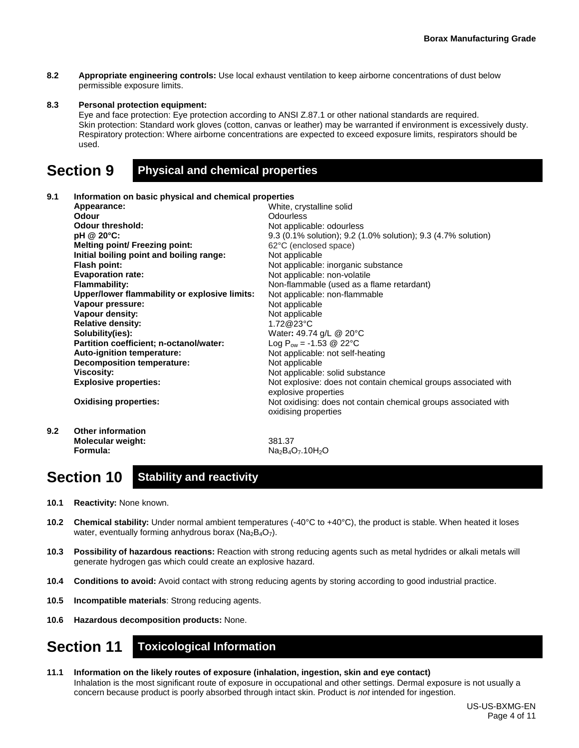**8.2 Appropriate engineering controls:** Use local exhaust ventilation to keep airborne concentrations of dust below permissible exposure limits.

**8.3 Personal protection equipment:**

Eye and face protection: Eye protection according to ANSI Z.87.1 or other national standards are required.
Skin protection: Standard work gloves (cotton, canvas or leather) may be warranted if environment is excessively dusty.
Respiratory protection: Where airborne concentrations are expected to exceed exposure limits, respirators should be used.

# Section 9 Physical and chemical properties

**9.1 Information on basic physical and chemical properties**

| | |
|---|---|
| **Appearance:** | White, crystalline solid |
| **Odour** | Odourless |
| **Odour threshold:** | Not applicable: odourless |
| **pH @ 20°C:** | 9.3 (0.1% solution); 9.2 (1.0% solution); 9.3 (4.7% solution) |
| **Melting point/ Freezing point:** | 62°C (enclosed space) |
| **Initial boiling point and boiling range:** | Not applicable |
| **Flash point:** | Not applicable: inorganic substance |
| **Evaporation rate:** | Not applicable: non-volatile |
| **Flammability:** | Non-flammable (used as a flame retardant) |
| **Upper/lower flammability or explosive limits:** | Not applicable: non-flammable |
| **Vapour pressure:** | Not applicable |
| **Vapour density:** | Not applicable |
| **Relative density:** | 1.72@23°C |
| **Solubility(ies):** | Water**:** 49.74 g/L @ 20°C |
| **Partition coefficient; n-octanol/water:** | Log $P_{ow}$ = -1.53 @ 22°C |
| **Auto-ignition temperature:** | Not applicable: not self-heating |
| **Decomposition temperature:** | Not applicable |
| **Viscosity:** | Not applicable: solid substance |
| **Explosive properties:** | Not explosive: does not contain chemical groups associated with explosive properties |
| **Oxidising properties:** | Not oxidising: does not contain chemical groups associated with oxidising properties |

**9.2 Other information**

| | |
|---|---|
| **Molecular weight:** | 381.37 |
| **Formula:** | $Na_2B_4O_7.10H_2O$ |

# Section 10 Stability and reactivity

**10.1 Reactivity:** None known.

**10.2 Chemical stability:** Under normal ambient temperatures (-40°C to +40°C), the product is stable. When heated it loses water, eventually forming anhydrous borax ($Na_2B_4O_7$).

**10.3 Possibility of hazardous reactions:** Reaction with strong reducing agents such as metal hydrides or alkali metals will generate hydrogen gas which could create an explosive hazard.

**10.4 Conditions to avoid:** Avoid contact with strong reducing agents by storing according to good industrial practice.

**10.5 Incompatible materials**: Strong reducing agents.

**10.6 Hazardous decomposition products:** None.

# Section 11 Toxicological Information

**11.1 Information on the likely routes of exposure (inhalation, ingestion, skin and eye contact)**

Inhalation is the most significant route of exposure in occupational and other settings. Dermal exposure is not usually a concern because product is poorly absorbed through intact skin. Product is *not* intended for ingestion.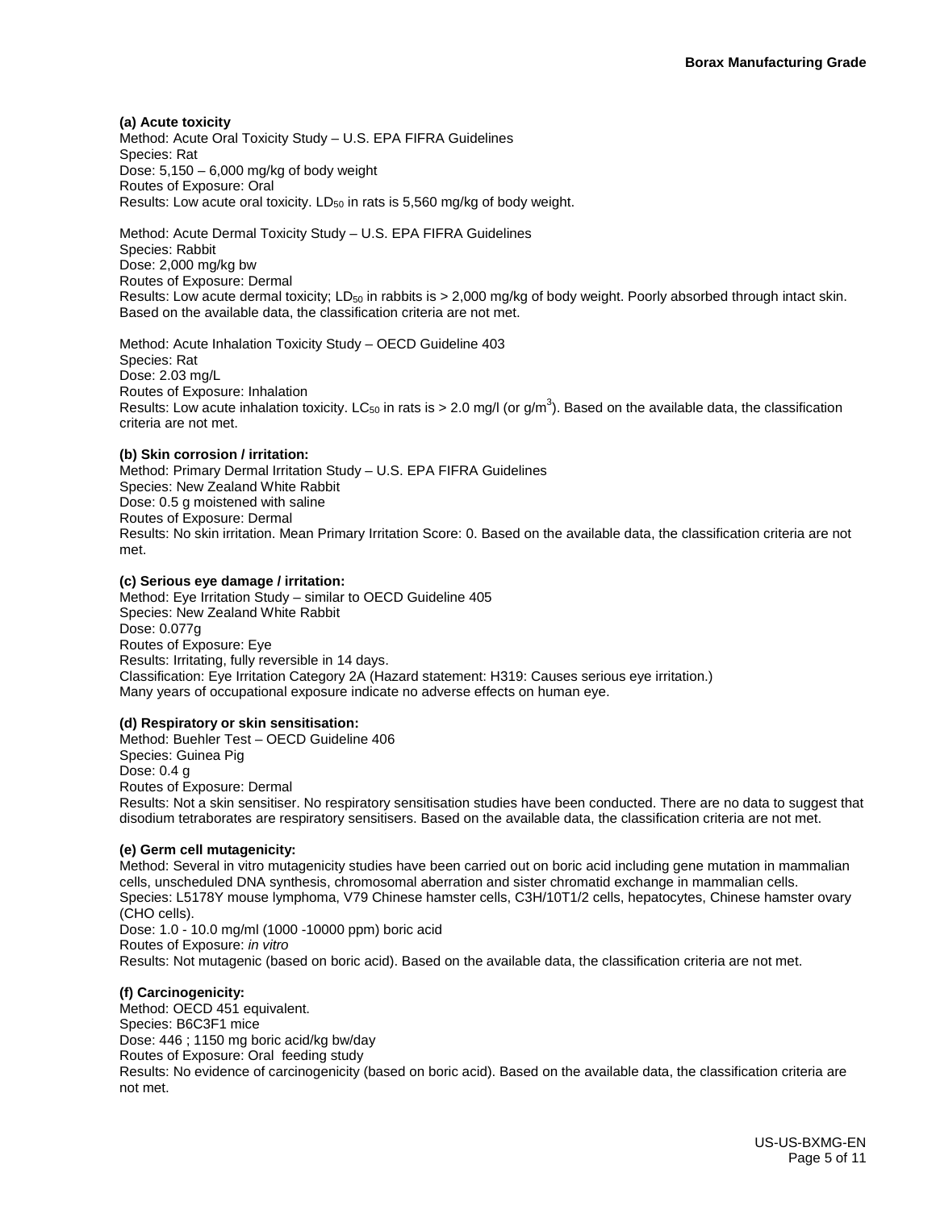**(a) Acute toxicity**

Method: Acute Oral Toxicity Study – U.S. EPA FIFRA Guidelines
Species: Rat
Dose: 5,150 – 6,000 mg/kg of body weight
Routes of Exposure: Oral
Results: Low acute oral toxicity. $LD_{50}$ in rats is 5,560 mg/kg of body weight.

Method: Acute Dermal Toxicity Study – U.S. EPA FIFRA Guidelines
Species: Rabbit
Dose: 2,000 mg/kg bw
Routes of Exposure: Dermal
Results: Low acute dermal toxicity; $LD_{50}$ in rabbits is > 2,000 mg/kg of body weight. Poorly absorbed through intact skin. Based on the available data, the classification criteria are not met.

Method: Acute Inhalation Toxicity Study – OECD Guideline 403
Species: Rat
Dose: 2.03 mg/L
Routes of Exposure: Inhalation
Results: Low acute inhalation toxicity. $LC_{50}$ in rats is > 2.0 mg/l (or $g/m^3$). Based on the available data, the classification criteria are not met.

**(b) Skin corrosion / irritation:**

Method: Primary Dermal Irritation Study – U.S. EPA FIFRA Guidelines
Species: New Zealand White Rabbit
Dose: 0.5 g moistened with saline
Routes of Exposure: Dermal
Results: No skin irritation. Mean Primary Irritation Score: 0. Based on the available data, the classification criteria are not met.

**(c) Serious eye damage / irritation:**

Method: Eye Irritation Study – similar to OECD Guideline 405
Species: New Zealand White Rabbit
Dose: 0.077g
Routes of Exposure: Eye
Results: Irritating, fully reversible in 14 days.
Classification: Eye Irritation Category 2A (Hazard statement: H319: Causes serious eye irritation.)
Many years of occupational exposure indicate no adverse effects on human eye.

**(d) Respiratory or skin sensitisation:**

Method: Buehler Test – OECD Guideline 406
Species: Guinea Pig
Dose: 0.4 g
Routes of Exposure: Dermal
Results: Not a skin sensitiser. No respiratory sensitisation studies have been conducted. There are no data to suggest that disodium tetraborates are respiratory sensitisers. Based on the available data, the classification criteria are not met.

**(e) Germ cell mutagenicity:**

Method: Several in vitro mutagenicity studies have been carried out on boric acid including gene mutation in mammalian cells, unscheduled DNA synthesis, chromosomal aberration and sister chromatid exchange in mammalian cells.
Species: L5178Y mouse lymphoma, V79 Chinese hamster cells, C3H/10T1/2 cells, hepatocytes, Chinese hamster ovary (CHO cells).
Dose: 1.0 - 10.0 mg/ml (1000 -10000 ppm) boric acid
Routes of Exposure: *in vitro*
Results: Not mutagenic (based on boric acid). Based on the available data, the classification criteria are not met.

**(f) Carcinogenicity:**

Method: OECD 451 equivalent.
Species: B6C3F1 mice
Dose: 446 ; 1150 mg boric acid/kg bw/day
Routes of Exposure: Oral feeding study
Results: No evidence of carcinogenicity (based on boric acid). Based on the available data, the classification criteria are not met.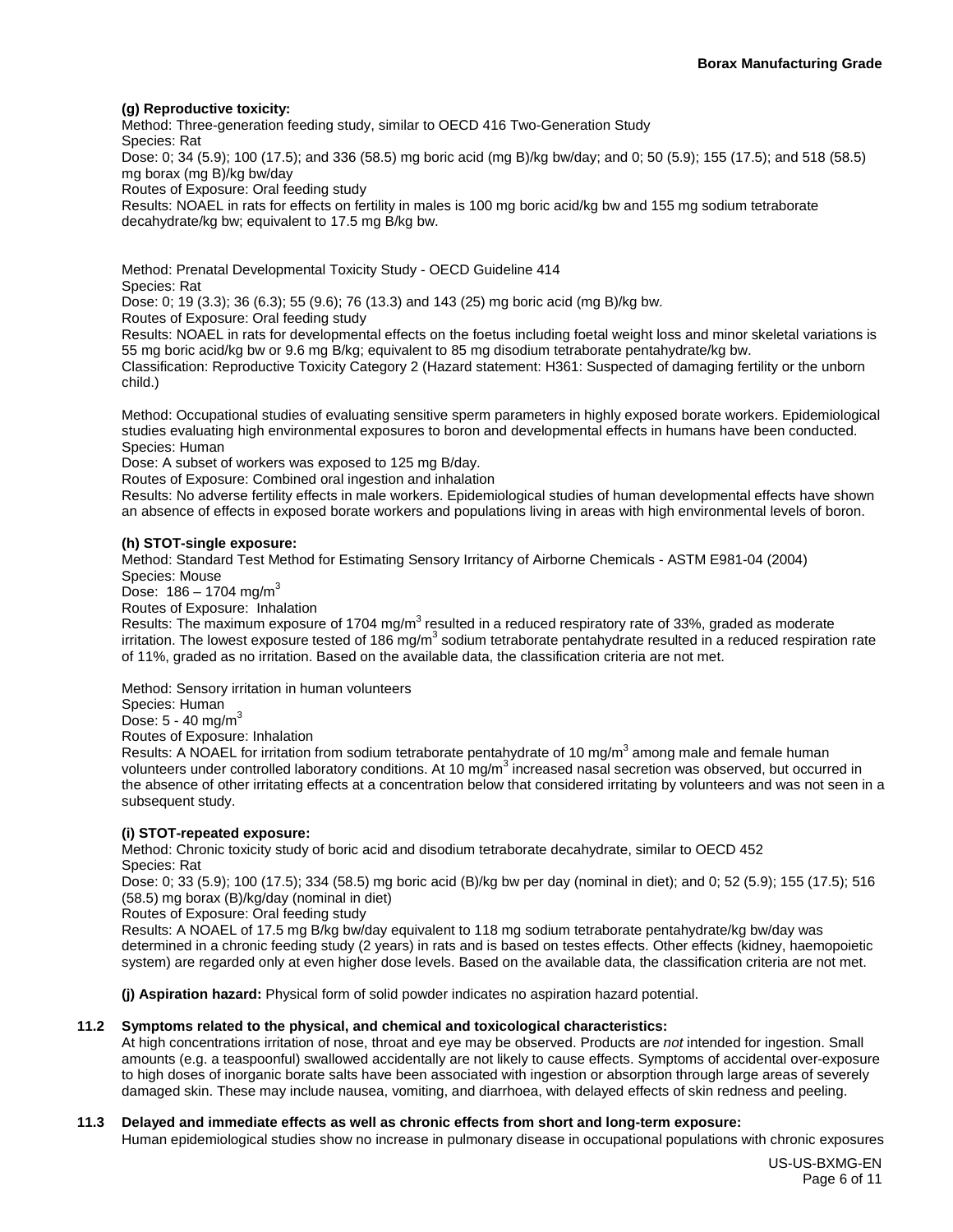**(g) Reproductive toxicity:**

Method: Three-generation feeding study, similar to OECD 416 Two-Generation Study
Species: Rat
Dose: 0; 34 (5.9); 100 (17.5); and 336 (58.5) mg boric acid (mg B)/kg bw/day; and 0; 50 (5.9); 155 (17.5); and 518 (58.5) mg borax (mg B)/kg bw/day
Routes of Exposure: Oral feeding study
Results: NOAEL in rats for effects on fertility in males is 100 mg boric acid/kg bw and 155 mg sodium tetraborate decahydrate/kg bw; equivalent to 17.5 mg B/kg bw.

Method: Prenatal Developmental Toxicity Study - OECD Guideline 414
Species: Rat
Dose: 0; 19 (3.3); 36 (6.3); 55 (9.6); 76 (13.3) and 143 (25) mg boric acid (mg B)/kg bw.
Routes of Exposure: Oral feeding study
Results: NOAEL in rats for developmental effects on the foetus including foetal weight loss and minor skeletal variations is 55 mg boric acid/kg bw or 9.6 mg B/kg; equivalent to 85 mg disodium tetraborate pentahydrate/kg bw.
Classification: Reproductive Toxicity Category 2 (Hazard statement: H361: Suspected of damaging fertility or the unborn child.)

Method: Occupational studies of evaluating sensitive sperm parameters in highly exposed borate workers. Epidemiological studies evaluating high environmental exposures to boron and developmental effects in humans have been conducted.
Species: Human
Dose: A subset of workers was exposed to 125 mg B/day.
Routes of Exposure: Combined oral ingestion and inhalation
Results: No adverse fertility effects in male workers. Epidemiological studies of human developmental effects have shown an absence of effects in exposed borate workers and populations living in areas with high environmental levels of boron.

**(h) STOT-single exposure:**

Method: Standard Test Method for Estimating Sensory Irritancy of Airborne Chemicals - ASTM E981-04 (2004)
Species: Mouse
Dose: 186 – 1704 mg/m$^3$
Routes of Exposure: Inhalation
Results: The maximum exposure of 1704 mg/m$^3$ resulted in a reduced respiratory rate of 33%, graded as moderate irritation. The lowest exposure tested of 186 mg/m$^3$ sodium tetraborate pentahydrate resulted in a reduced respiration rate of 11%, graded as no irritation. Based on the available data, the classification criteria are not met.

Method: Sensory irritation in human volunteers
Species: Human
Dose: 5 - 40 mg/m$^3$
Routes of Exposure: Inhalation
Results: A NOAEL for irritation from sodium tetraborate pentahydrate of 10 mg/m$^3$ among male and female human volunteers under controlled laboratory conditions. At 10 mg/m$^3$ increased nasal secretion was observed, but occurred in the absence of other irritating effects at a concentration below that considered irritating by volunteers and was not seen in a subsequent study.

**(i) STOT-repeated exposure:**

Method: Chronic toxicity study of boric acid and disodium tetraborate decahydrate, similar to OECD 452
Species: Rat
Dose: 0; 33 (5.9); 100 (17.5); 334 (58.5) mg boric acid (B)/kg bw per day (nominal in diet); and 0; 52 (5.9); 155 (17.5); 516 (58.5) mg borax (B)/kg/day (nominal in diet)
Routes of Exposure: Oral feeding study
Results: A NOAEL of 17.5 mg B/kg bw/day equivalent to 118 mg sodium tetraborate pentahydrate/kg bw/day was determined in a chronic feeding study (2 years) in rats and is based on testes effects. Other effects (kidney, haemopoietic system) are regarded only at even higher dose levels. Based on the available data, the classification criteria are not met.

**(j) Aspiration hazard:** Physical form of solid powder indicates no aspiration hazard potential.

**11.2 Symptoms related to the physical, and chemical and toxicological characteristics:**

At high concentrations irritation of nose, throat and eye may be observed. Products are *not* intended for ingestion. Small amounts (e.g. a teaspoonful) swallowed accidentally are not likely to cause effects. Symptoms of accidental over-exposure to high doses of inorganic borate salts have been associated with ingestion or absorption through large areas of severely damaged skin. These may include nausea, vomiting, and diarrhoea, with delayed effects of skin redness and peeling.

**11.3 Delayed and immediate effects as well as chronic effects from short and long-term exposure:**

Human epidemiological studies show no increase in pulmonary disease in occupational populations with chronic exposures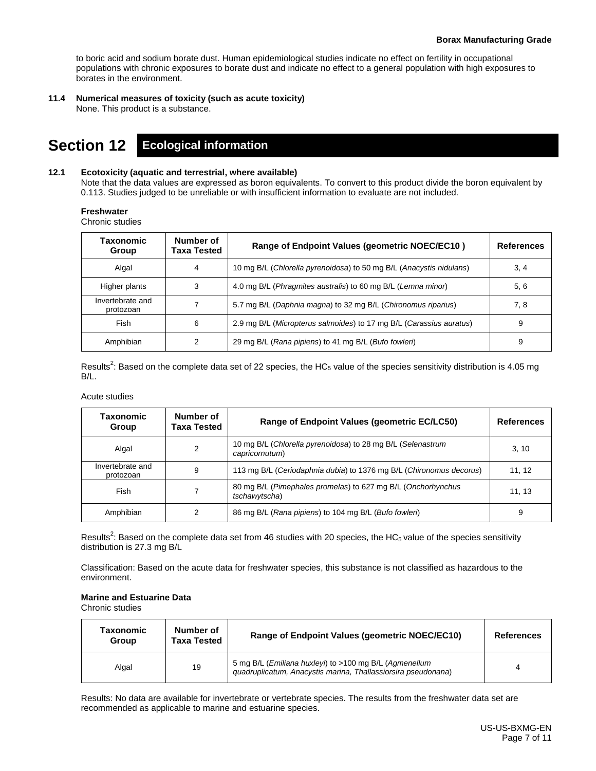to boric acid and sodium borate dust. Human epidemiological studies indicate no effect on fertility in occupational populations with chronic exposures to borate dust and indicate no effect to a general population with high exposures to borates in the environment.

**11.4 Numerical measures of toxicity (such as acute toxicity)**

None. This product is a substance.

# Section 12 Ecological information

**12.1 Ecotoxicity (aquatic and terrestrial, where available)**

Note that the data values are expressed as boron equivalents. To convert to this product divide the boron equivalent by 0.113. Studies judged to be unreliable or with insufficient information to evaluate are not included.

**Freshwater**

Chronic studies

| Taxonomic Group | Number of Taxa Tested | Range of Endpoint Values (geometric NOEC/EC10 ) | References |
|---|---|---|---|
| Algal | 4 | 10 mg B/L (*Chlorella pyrenoidosa*) to 50 mg B/L (*Anacystis nidulans*) | 3, 4 |
| Higher plants | 3 | 4.0 mg B/L (*Phragmites australis*) to 60 mg B/L (*Lemna minor*) | 5, 6 |
| Invertebrate and protozoan | 7 | 5.7 mg B/L (*Daphnia magna*) to 32 mg B/L (*Chironomus riparius*) | 7, 8 |
| Fish | 6 | 2.9 mg B/L (*Micropterus salmoides*) to 17 mg B/L (*Carassius auratus*) | 9 |
| Amphibian | 2 | 29 mg B/L (*Rana pipiens*) to 41 mg B/L (*Bufo fowleri*) | 9 |

Results[2]: Based on the complete data set of 22 species, the $HC_5$ value of the species sensitivity distribution is 4.05 mg B/L.

Acute studies

| Taxonomic Group | Number of Taxa Tested | Range of Endpoint Values (geometric EC/LC50) | References |
|---|---|---|---|
| Algal | 2 | 10 mg B/L (*Chlorella pyrenoidosa*) to 28 mg B/L (*Selenastrum capricornutum*) | 3, 10 |
| Invertebrate and protozoan | 9 | 113 mg B/L (*Ceriodaphnia dubia*) to 1376 mg B/L (*Chironomus decorus*) | 11, 12 |
| Fish | 7 | 80 mg B/L (*Pimephales promelas*) to 627 mg B/L (*Onchorhynchus tschawytscha*) | 11, 13 |
| Amphibian | 2 | 86 mg B/L (*Rana pipiens*) to 104 mg B/L (*Bufo fowleri*) | 9 |

Results[2]: Based on the complete data set from 46 studies with 20 species, the $HC_5$ value of the species sensitivity distribution is 27.3 mg B/L

Classification: Based on the acute data for freshwater species, this substance is not classified as hazardous to the environment.

**Marine and Estuarine Data**

Chronic studies

| Taxonomic Group | Number of Taxa Tested | Range of Endpoint Values (geometric NOEC/EC10) | References |
|---|---|---|---|
| Algal | 19 | 5 mg B/L (*Emiliana huxleyi*) to >100 mg B/L (*Agmenellum quadruplicatum, Anacystis marina, Thallassiorsira pseudonana*) | 4 |

Results: No data are available for invertebrate or vertebrate species. The results from the freshwater data set are recommended as applicable to marine and estuarine species.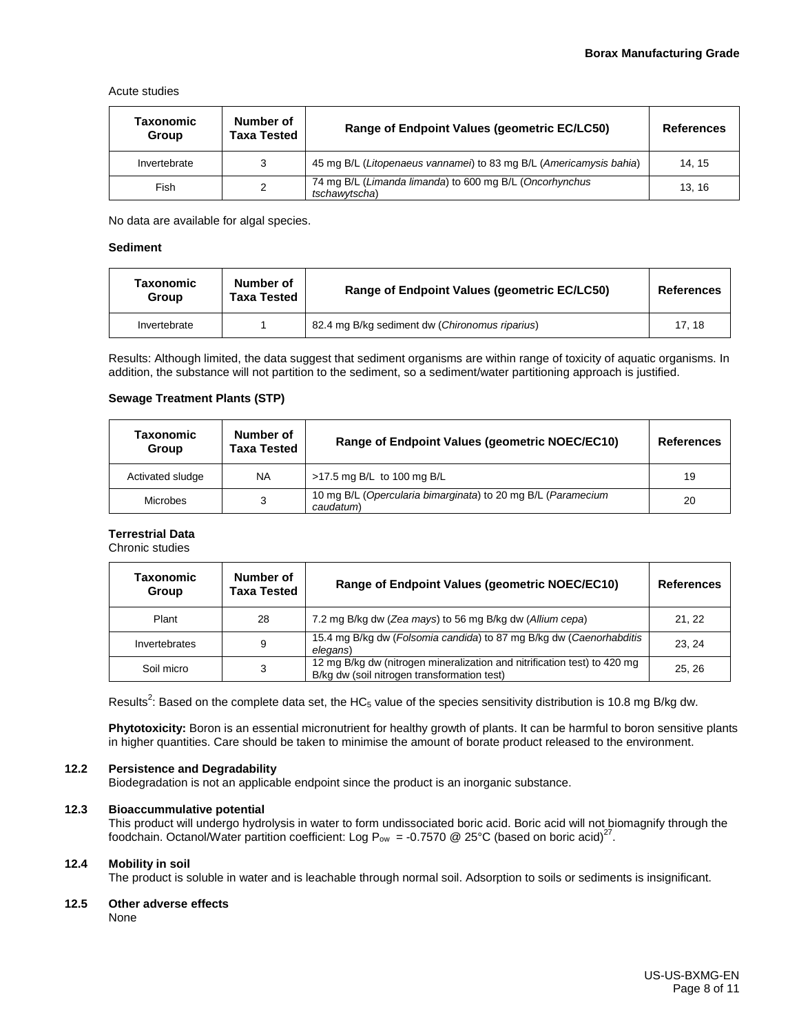Acute studies

| Taxonomic Group | Number of Taxa Tested | Range of Endpoint Values (geometric EC/LC50) | References |
|---|---|---|---|
| Invertebrate | 3 | 45 mg B/L (*Litopenaeus vannamei*) to 83 mg B/L (*Americamysis bahia*) | 14, 15 |
| Fish | 2 | 74 mg B/L (*Limanda limanda*) to 600 mg B/L (*Oncorhynchus tschawytscha*) | 13, 16 |

No data are available for algal species.

**Sediment**

| Taxonomic Group | Number of Taxa Tested | Range of Endpoint Values (geometric EC/LC50) | References |
|---|---|---|---|
| Invertebrate | 1 | 82.4 mg B/kg sediment dw (*Chironomus riparius*) | 17, 18 |

Results: Although limited, the data suggest that sediment organisms are within range of toxicity of aquatic organisms. In addition, the substance will not partition to the sediment, so a sediment/water partitioning approach is justified.

**Sewage Treatment Plants (STP)**

| Taxonomic Group | Number of Taxa Tested | Range of Endpoint Values (geometric NOEC/EC10) | References |
|---|---|---|---|
| Activated sludge | NA | >17.5 mg B/L to 100 mg B/L | 19 |
| Microbes | 3 | 10 mg B/L (*Opercularia bimarginata*) to 20 mg B/L (*Paramecium caudatum*) | 20 |

**Terrestrial Data**

Chronic studies

| Taxonomic Group | Number of Taxa Tested | Range of Endpoint Values (geometric NOEC/EC10) | References |
|---|---|---|---|
| Plant | 28 | 7.2 mg B/kg dw (*Zea mays*) to 56 mg B/kg dw (*Allium cepa*) | 21, 22 |
| Invertebrates | 9 | 15.4 mg B/kg dw (*Folsomia candida*) to 87 mg B/kg dw (*Caenorhabditis elegans*) | 23, 24 |
| Soil micro | 3 | 12 mg B/kg dw (nitrogen mineralization and nitrification test) to 420 mg B/kg dw (soil nitrogen transformation test) | 25, 26 |

Results[2]: Based on the complete data set, the $HC_5$ value of the species sensitivity distribution is 10.8 mg B/kg dw.

**Phytotoxicity:** Boron is an essential micronutrient for healthy growth of plants. It can be harmful to boron sensitive plants in higher quantities. Care should be taken to minimise the amount of borate product released to the environment.

### 12.2 Persistence and Degradability

Biodegradation is not an applicable endpoint since the product is an inorganic substance.

### 12.3 Bioaccummulative potential

This product will undergo hydrolysis in water to form undissociated boric acid. Boric acid will not biomagnify through the foodchain. Octanol/Water partition coefficient: Log $P_{ow}$ = -0.7570 @ 25°C (based on boric acid)[27].

### 12.4 Mobility in soil

The product is soluble in water and is leachable through normal soil. Adsorption to soils or sediments is insignificant.

### 12.5 Other adverse effects

None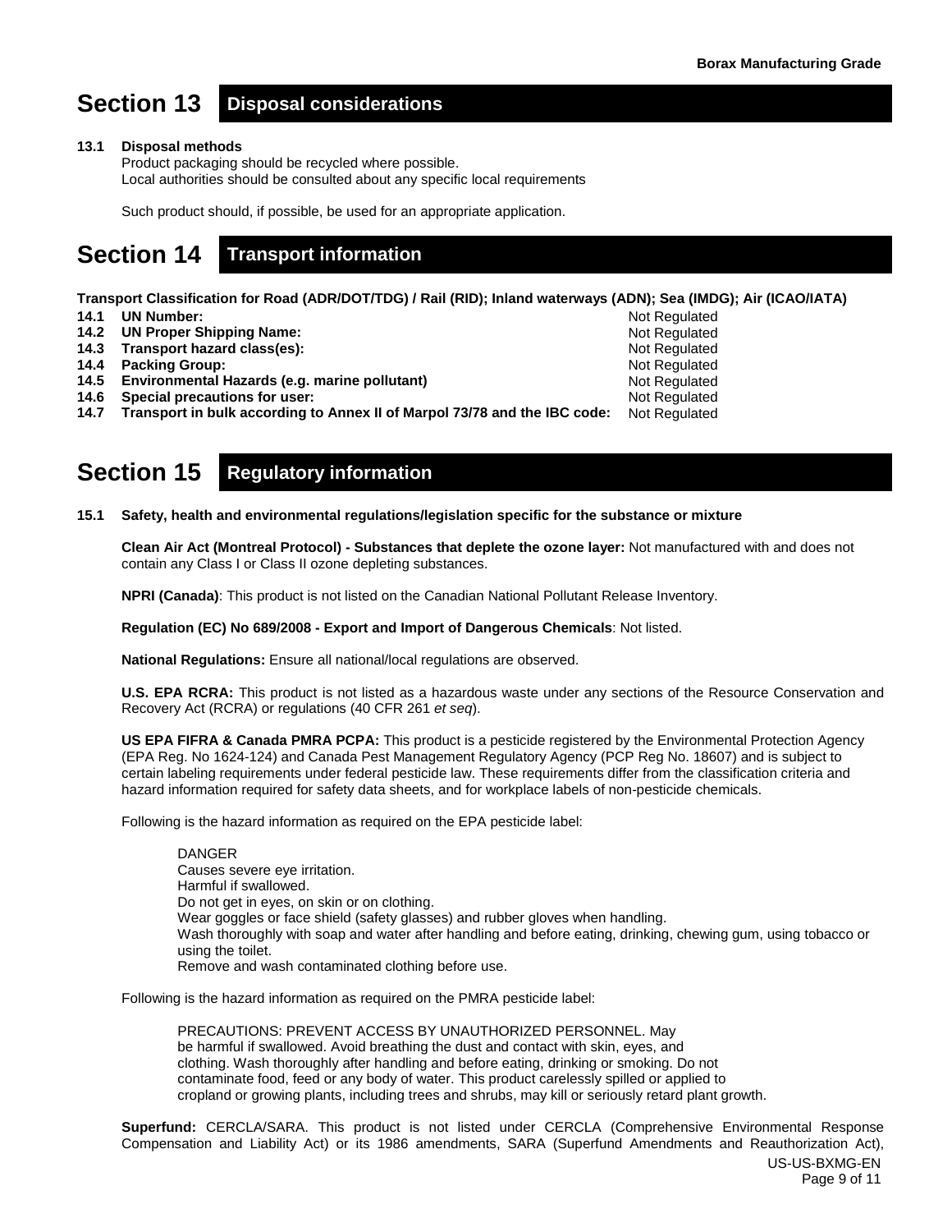# Section 13 Disposal considerations

**13.1 Disposal methods**

Product packaging should be recycled where possible.
Local authorities should be consulted about any specific local requirements

Such product should, if possible, be used for an appropriate application.

# Section 14 Transport information

**Transport Classification for Road (ADR/DOT/TDG) / Rail (RID); Inland waterways (ADN); Sea (IMDG); Air (ICAO/IATA)**

| | | |
|---|---|---|
| **14.1** | **UN Number:** | Not Regulated |
| **14.2** | **UN Proper Shipping Name:** | Not Regulated |
| **14.3** | **Transport hazard class(es):** | Not Regulated |
| **14.4** | **Packing Group:** | Not Regulated |
| **14.5** | **Environmental Hazards (e.g. marine pollutant)** | Not Regulated |
| **14.6** | **Special precautions for user:** | Not Regulated |
| **14.7** | **Transport in bulk according to Annex II of Marpol 73/78 and the IBC code:** | Not Regulated |

# Section 15 Regulatory information

**15.1 Safety, health and environmental regulations/legislation specific for the substance or mixture**

**Clean Air Act (Montreal Protocol) - Substances that deplete the ozone layer:** Not manufactured with and does not contain any Class I or Class II ozone depleting substances.

**NPRI (Canada)**: This product is not listed on the Canadian National Pollutant Release Inventory.

**Regulation (EC) No 689/2008 - Export and Import of Dangerous Chemicals**: Not listed.

**National Regulations:** Ensure all national/local regulations are observed.

**U.S. EPA RCRA:** This product is not listed as a hazardous waste under any sections of the Resource Conservation and Recovery Act (RCRA) or regulations (40 CFR 261 *et seq*).

**US EPA FIFRA & Canada PMRA PCPA:** This product is a pesticide registered by the Environmental Protection Agency (EPA Reg. No 1624-124) and Canada Pest Management Regulatory Agency (PCP Reg No. 18607) and is subject to certain labeling requirements under federal pesticide law. These requirements differ from the classification criteria and hazard information required for safety data sheets, and for workplace labels of non-pesticide chemicals.

Following is the hazard information as required on the EPA pesticide label:

> DANGER
> Causes severe eye irritation.
> Harmful if swallowed.
> Do not get in eyes, on skin or on clothing.
> Wear goggles or face shield (safety glasses) and rubber gloves when handling.
> Wash thoroughly with soap and water after handling and before eating, drinking, chewing gum, using tobacco or using the toilet.
> Remove and wash contaminated clothing before use.

Following is the hazard information as required on the PMRA pesticide label:

> PRECAUTIONS: PREVENT ACCESS BY UNAUTHORIZED PERSONNEL. May be harmful if swallowed. Avoid breathing the dust and contact with skin, eyes, and clothing. Wash thoroughly after handling and before eating, drinking or smoking. Do not contaminate food, feed or any body of water. This product carelessly spilled or applied to cropland or growing plants, including trees and shrubs, may kill or seriously retard plant growth.

**Superfund:** CERCLA/SARA. This product is not listed under CERCLA (Comprehensive Environmental Response Compensation and Liability Act) or its 1986 amendments, SARA (Superfund Amendments and Reauthorization Act),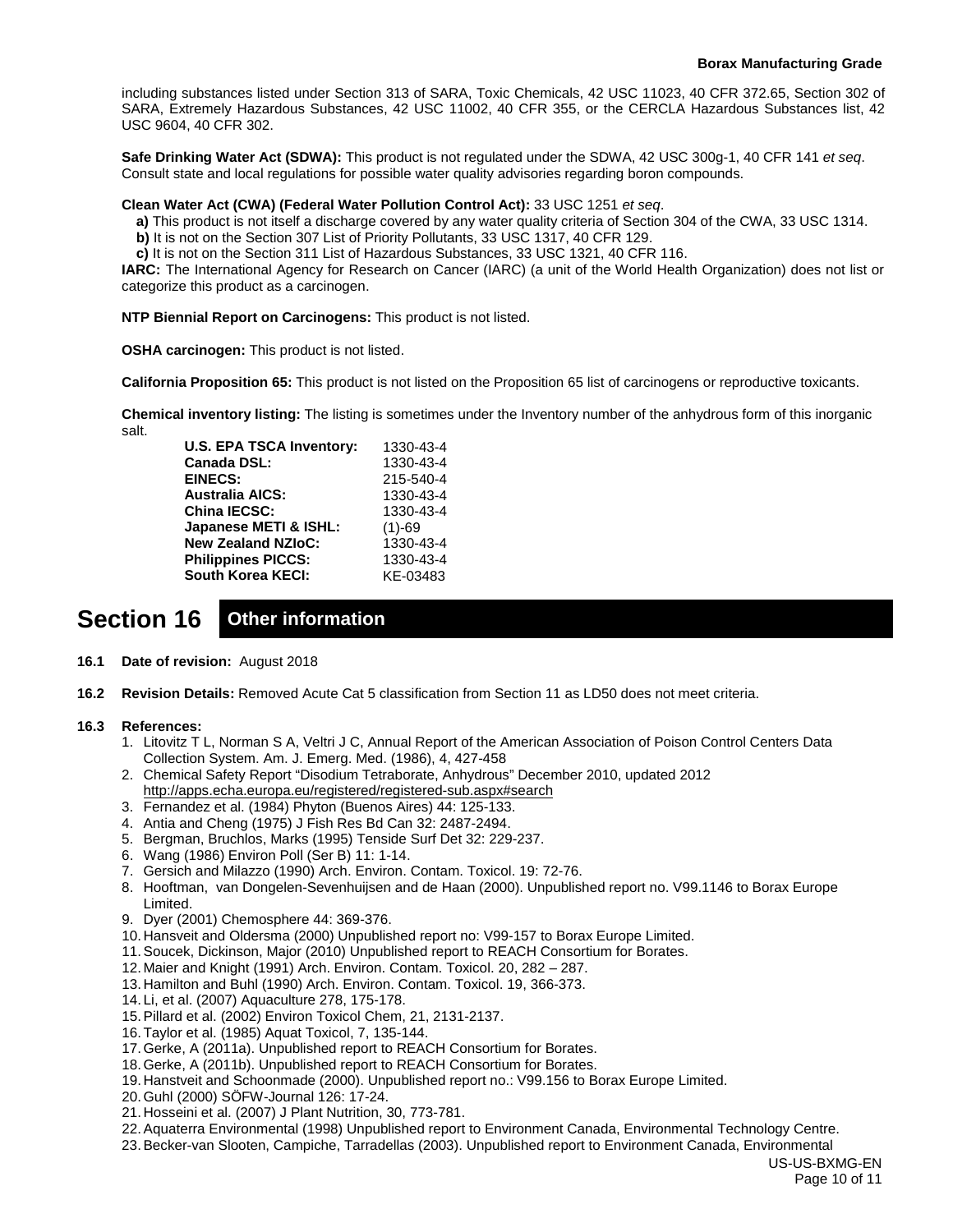including substances listed under Section 313 of SARA, Toxic Chemicals, 42 USC 11023, 40 CFR 372.65, Section 302 of SARA, Extremely Hazardous Substances, 42 USC 11002, 40 CFR 355, or the CERCLA Hazardous Substances list, 42 USC 9604, 40 CFR 302.

**Safe Drinking Water Act (SDWA):** This product is not regulated under the SDWA, 42 USC 300g-1, 40 CFR 141 *et seq*. Consult state and local regulations for possible water quality advisories regarding boron compounds.

**Clean Water Act (CWA) (Federal Water Pollution Control Act):** 33 USC 1251 *et seq*.

**a)** This product is not itself a discharge covered by any water quality criteria of Section 304 of the CWA, 33 USC 1314.
**b)** It is not on the Section 307 List of Priority Pollutants, 33 USC 1317, 40 CFR 129.
**c)** It is not on the Section 311 List of Hazardous Substances, 33 USC 1321, 40 CFR 116.

**IARC:** The International Agency for Research on Cancer (IARC) (a unit of the World Health Organization) does not list or categorize this product as a carcinogen.

**NTP Biennial Report on Carcinogens:** This product is not listed.

**OSHA carcinogen:** This product is not listed.

**California Proposition 65:** This product is not listed on the Proposition 65 list of carcinogens or reproductive toxicants.

**Chemical inventory listing:** The listing is sometimes under the Inventory number of the anhydrous form of this inorganic salt.

| | |
|---|---|
| **U.S. EPA TSCA Inventory:** | 1330-43-4 |
| **Canada DSL:** | 1330-43-4 |
| **EINECS:** | 215-540-4 |
| **Australia AICS:** | 1330-43-4 |
| **China IECSC:** | 1330-43-4 |
| **Japanese METI & ISHL:** | (1)-69 |
| **New Zealand NZIoC:** | 1330-43-4 |
| **Philippines PICCS:** | 1330-43-4 |
| **South Korea KECI:** | KE-03483 |

# Section 16 Other information

**16.1 Date of revision:** August 2018

**16.2 Revision Details:** Removed Acute Cat 5 classification from Section 11 as LD50 does not meet criteria.

**16.3 References:**

1. Litovitz T L, Norman S A, Veltri J C, Annual Report of the American Association of Poison Control Centers Data Collection System. Am. J. Emerg. Med. (1986), 4, 427-458
2. Chemical Safety Report "Disodium Tetraborate, Anhydrous" December 2010, updated 2012 http://apps.echa.europa.eu/registered/registered-sub.aspx#search
3. Fernandez et al. (1984) Phyton (Buenos Aires) 44: 125-133.
4. Antia and Cheng (1975) J Fish Res Bd Can 32: 2487-2494.
5. Bergman, Bruchlos, Marks (1995) Tenside Surf Det 32: 229-237.
6. Wang (1986) Environ Poll (Ser B) 11: 1-14.
7. Gersich and Milazzo (1990) Arch. Environ. Contam. Toxicol. 19: 72-76.
8. Hooftman, van Dongelen-Sevenhuijsen and de Haan (2000). Unpublished report no. V99.1146 to Borax Europe Limited.
9. Dyer (2001) Chemosphere 44: 369-376.
10. Hansveit and Oldersma (2000) Unpublished report no: V99-157 to Borax Europe Limited.
11. Soucek, Dickinson, Major (2010) Unpublished report to REACH Consortium for Borates.
12. Maier and Knight (1991) Arch. Environ. Contam. Toxicol. 20, 282 – 287.
13. Hamilton and Buhl (1990) Arch. Environ. Contam. Toxicol. 19, 366-373.
14. Li, et al. (2007) Aquaculture 278, 175-178.
15. Pillard et al. (2002) Environ Toxicol Chem, 21, 2131-2137.
16. Taylor et al. (1985) Aquat Toxicol, 7, 135-144.
17. Gerke, A (2011a). Unpublished report to REACH Consortium for Borates.
18. Gerke, A (2011b). Unpublished report to REACH Consortium for Borates.
19. Hanstveit and Schoonmade (2000). Unpublished report no.: V99.156 to Borax Europe Limited.
20. Guhl (2000) SÖFW-Journal 126: 17-24.
21. Hosseini et al. (2007) J Plant Nutrition, 30, 773-781.
22. Aquaterra Environmental (1998) Unpublished report to Environment Canada, Environmental Technology Centre.
23. Becker-van Slooten, Campiche, Tarradellas (2003). Unpublished report to Environment Canada, Environmental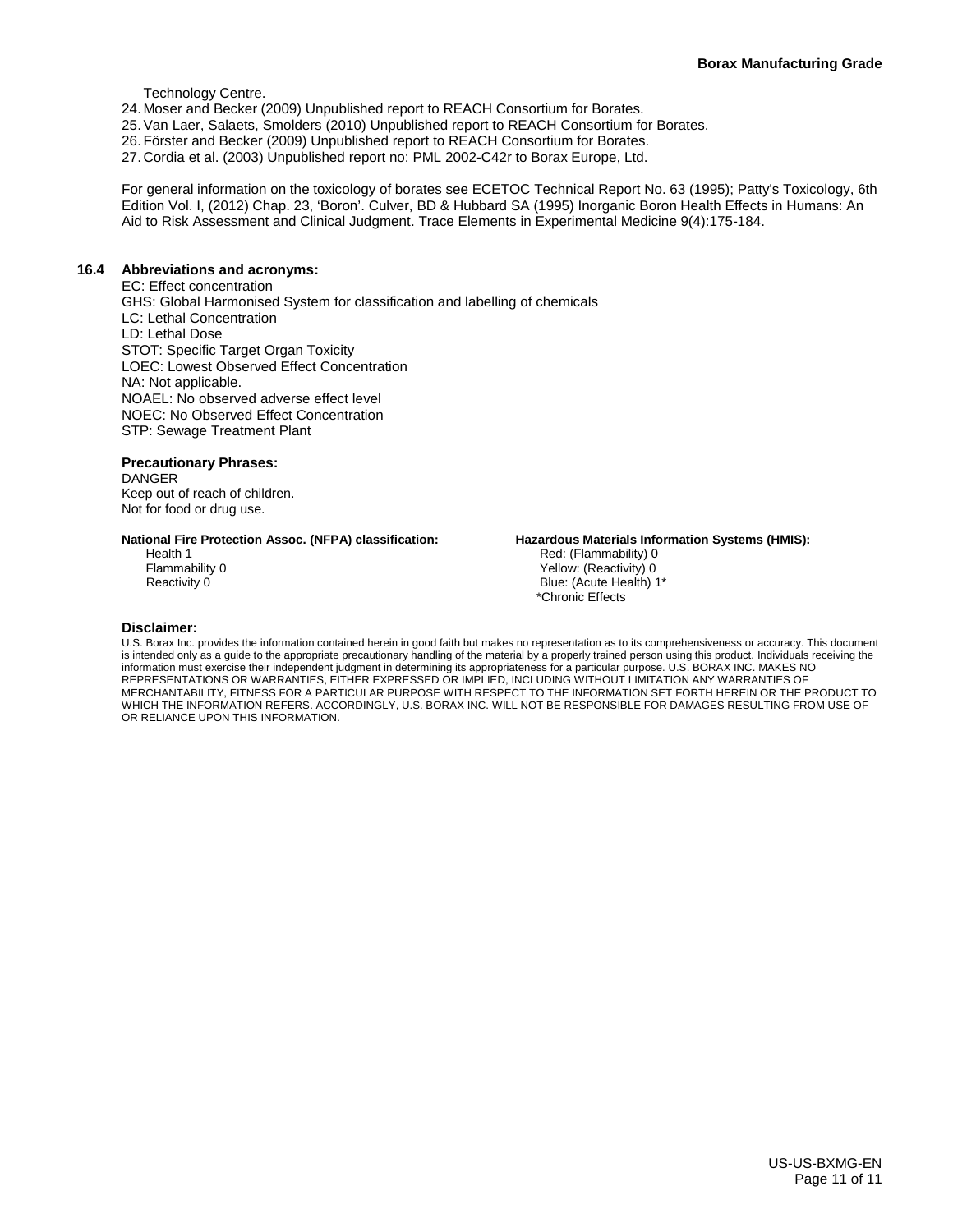Technology Centre.

24. Moser and Becker (2009) Unpublished report to REACH Consortium for Borates.
25. Van Laer, Salaets, Smolders (2010) Unpublished report to REACH Consortium for Borates.
26. Förster and Becker (2009) Unpublished report to REACH Consortium for Borates.
27. Cordia et al. (2003) Unpublished report no: PML 2002-C42r to Borax Europe, Ltd.

For general information on the toxicology of borates see ECETOC Technical Report No. 63 (1995); Patty's Toxicology, 6th Edition Vol. I, (2012) Chap. 23, 'Boron'. Culver, BD & Hubbard SA (1995) Inorganic Boron Health Effects in Humans: An Aid to Risk Assessment and Clinical Judgment. Trace Elements in Experimental Medicine 9(4):175-184.

### 16.4 Abbreviations and acronyms:

EC: Effect concentration
GHS: Global Harmonised System for classification and labelling of chemicals
LC: Lethal Concentration
LD: Lethal Dose
STOT: Specific Target Organ Toxicity
LOEC: Lowest Observed Effect Concentration
NA: Not applicable.
NOAEL: No observed adverse effect level
NOEC: No Observed Effect Concentration
STP: Sewage Treatment Plant

**Precautionary Phrases:**

DANGER
Keep out of reach of children.
Not for food or drug use.

**National Fire Protection Assoc. (NFPA) classification:**

Health 1
Flammability 0
Reactivity 0

**Hazardous Materials Information Systems (HMIS):**

Red: (Flammability) 0
Yellow: (Reactivity) 0
Blue: (Acute Health) 1*
*Chronic Effects

**Disclaimer:**

U.S. Borax Inc. provides the information contained herein in good faith but makes no representation as to its comprehensiveness or accuracy. This document is intended only as a guide to the appropriate precautionary handling of the material by a properly trained person using this product. Individuals receiving the information must exercise their independent judgment in determining its appropriateness for a particular purpose. U.S. BORAX INC. MAKES NO REPRESENTATIONS OR WARRANTIES, EITHER EXPRESSED OR IMPLIED, INCLUDING WITHOUT LIMITATION ANY WARRANTIES OF MERCHANTABILITY, FITNESS FOR A PARTICULAR PURPOSE WITH RESPECT TO THE INFORMATION SET FORTH HEREIN OR THE PRODUCT TO WHICH THE INFORMATION REFERS. ACCORDINGLY, U.S. BORAX INC. WILL NOT BE RESPONSIBLE FOR DAMAGES RESULTING FROM USE OF OR RELIANCE UPON THIS INFORMATION.

US-US-BXMG-EN